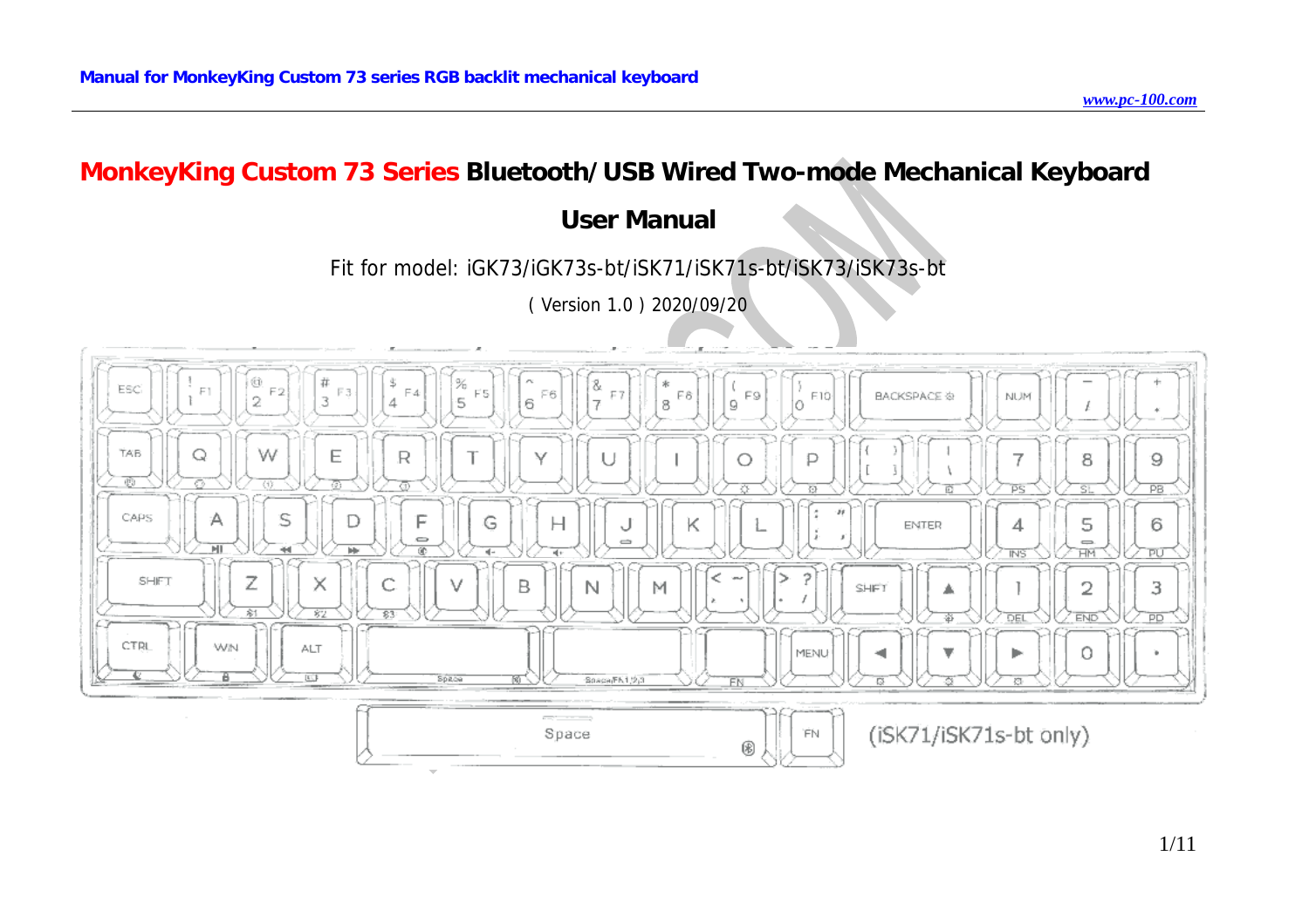# MonkeyKing Custom 73 Series Bluetooth/USB Wired Two-mode Mechanical Keyboard

## User Manual

Fit for model: iGK73/iGK73s-bt/iSK71/iSK71s-bt/iSK73/iSK73s-bt

( Version 1.0 ) 2020/09/20

(iSK71/iSK71s-bt only)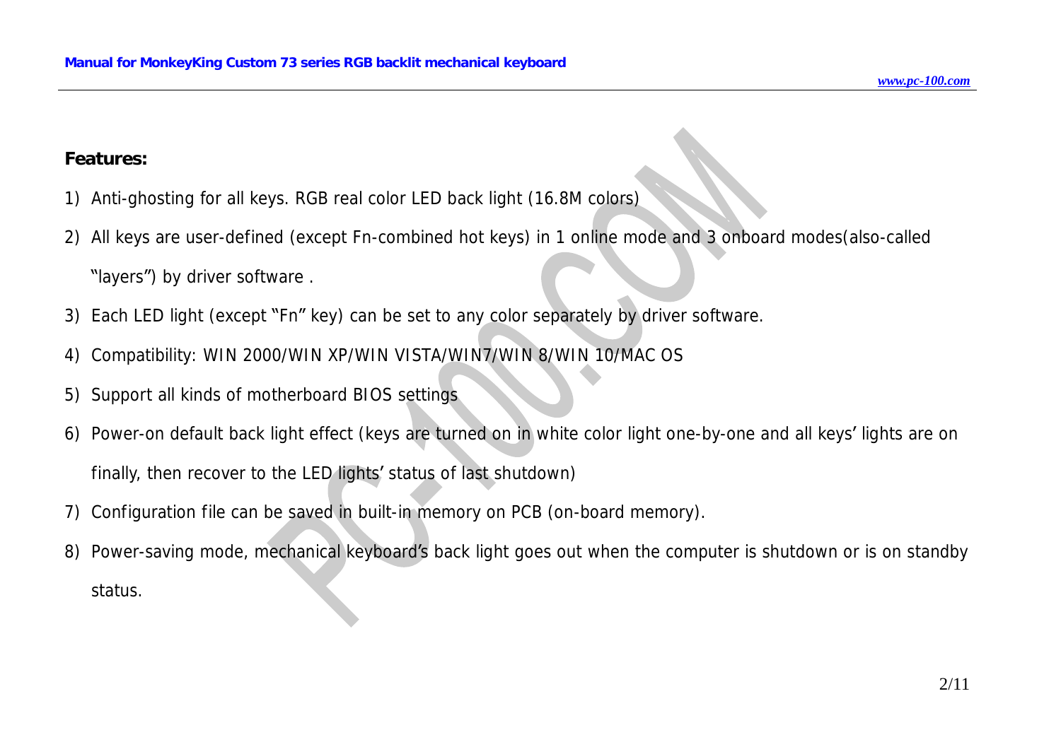**Features:**

1) Anti-ghosting for all keys. RGB real color LED back light (16.8M colors)
2) All keys are user-defined (except Fn-combined hot keys) in 1 online mode and 3 onboard modes(also-called "layers") by driver software .
3) Each LED light (except "Fn" key) can be set to any color separately by driver software.
4) Compatibility: WIN 2000/WIN XP/WIN VISTA/WIN7/WIN 8/WIN 10/MAC OS
5) Support all kinds of motherboard BIOS settings
6) Power-on default back light effect (keys are turned on in white color light one-by-one and all keys' lights are on finally, then recover to the LED lights' status of last shutdown)
7) Configuration file can be saved in built-in memory on PCB (on-board memory).
8) Power-saving mode, mechanical keyboard's back light goes out when the computer is shutdown or is on standby status.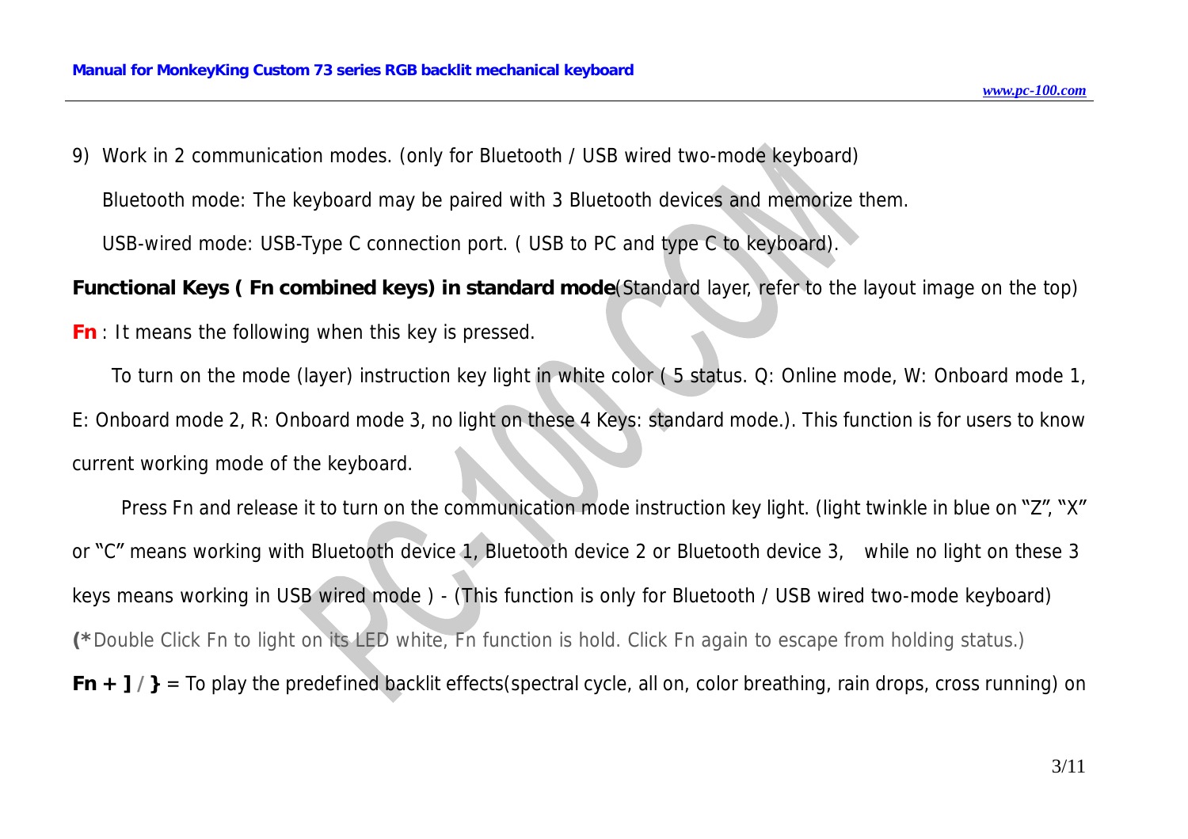9) Work in 2 communication modes. (only for Bluetooth / USB wired two-mode keyboard)

Bluetooth mode: The keyboard may be paired with 3 Bluetooth devices and memorize them.

USB-wired mode: USB-Type C connection port. ( USB to PC and type C to keyboard).

**Functional Keys ( Fn combined keys) in standard mode**(Standard layer, refer to the layout image on the top)

**Fn** : It means the following when this key is pressed.

To turn on the mode (layer) instruction key light in white color ( 5 status. Q: Online mode, W: Onboard mode 1, E: Onboard mode 2, R: Onboard mode 3, no light on these 4 Keys: standard mode.). This function is for users to know current working mode of the keyboard.

Press Fn and release it to turn on the communication mode instruction key light. (light twinkle in blue on "Z", "X" or "C" means working with Bluetooth device 1, Bluetooth device 2 or Bluetooth device 3, while no light on these 3 keys means working in USB wired mode ) - (This function is only for Bluetooth / USB wired two-mode keyboard)

**(*** Double Click Fn to light on its LED white, Fn function is hold. Click Fn again to escape from holding status.)

**Fn + ] / }** = To play the predefined backlit effects(spectral cycle, all on, color breathing, rain drops, cross running) on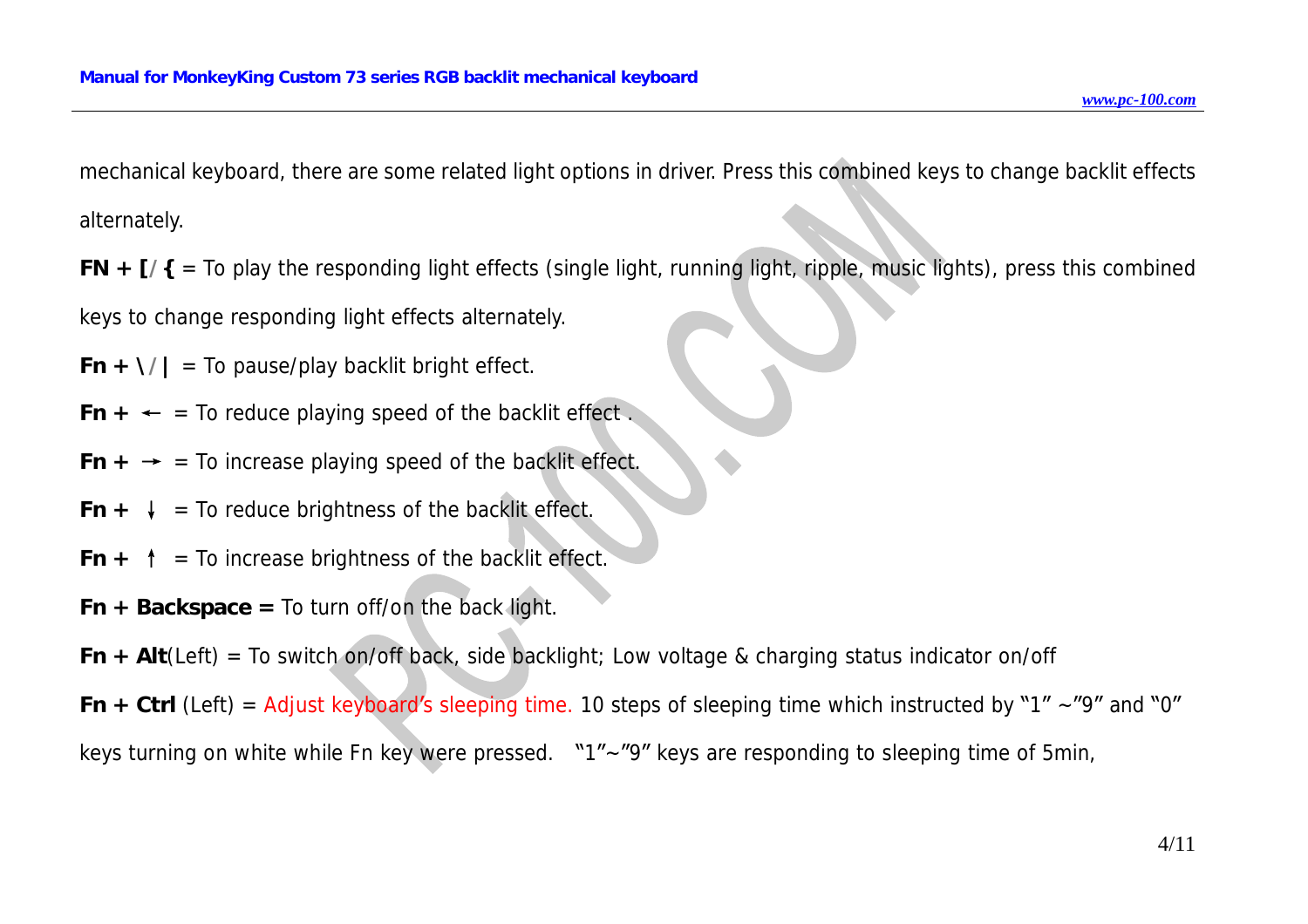mechanical keyboard, there are some related light options in driver. Press this combined keys to change backlit effects alternately.

**FN + [/ {** = To play the responding light effects (single light, running light, ripple, music lights), press this combined keys to change responding light effects alternately.

**Fn + \ / |** = To pause/play backlit bright effect.

**Fn + ←** = To reduce playing speed of the backlit effect .

**Fn + →** = To increase playing speed of the backlit effect.

**Fn + ↓** = To reduce brightness of the backlit effect.

**Fn + ↑** = To increase brightness of the backlit effect.

**Fn + Backspace =** To turn off/on the back light.

**Fn + Alt**(Left) = To switch on/off back, side backlight; Low voltage & charging status indicator on/off

**Fn + Ctrl** (Left) = Adjust keyboard's sleeping time. 10 steps of sleeping time which instructed by "1" ~"9" and "0" keys turning on white while Fn key were pressed. "1"~"9" keys are responding to sleeping time of 5min,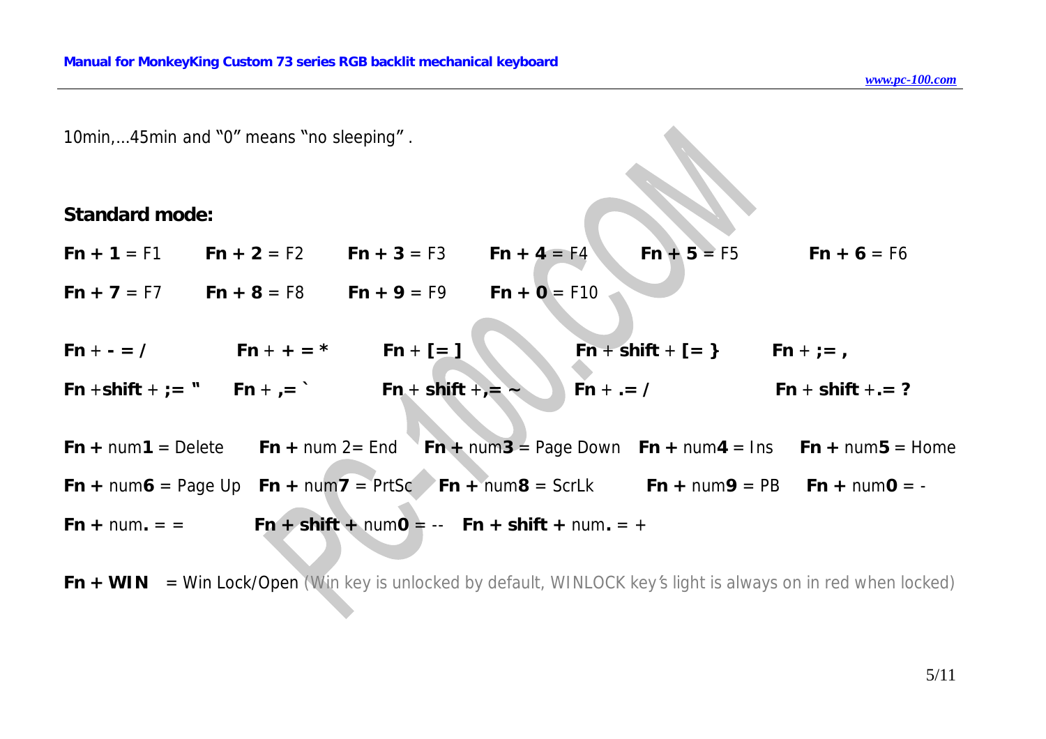10min,...45min and "0" means "no sleeping" .

## Standard mode:

**Fn + 1** = F1 **Fn + 2** = F2 **Fn + 3** = F3 **Fn + 4** = F4 **Fn + 5** = F5 **Fn + 6** = F6

**Fn + 7** = F7 **Fn + 8** = F8 **Fn + 9** = F9 **Fn + 0** = F10

**Fn** + **- = /** **Fn** + **+ = *** **Fn** + **[= ]** **Fn** + **shift** + **[= }** **Fn** + **;= ,**

**Fn** +**shift** + **;= "** **Fn** + **,= `** **Fn** + **shift** +**,= ~** **Fn** + **.= /** **Fn** + **shift** +**.= ?**

**Fn +** num**1** = Delete **Fn +** num 2= End **Fn +** num**3** = Page Down **Fn +** num**4** = Ins **Fn +** num**5** = Home

**Fn +** num**6** = Page Up **Fn +** num**7** = PrtSc **Fn +** num**8** = ScrLk **Fn +** num**9** = PB **Fn +** num**0** = -

**Fn +** num**.** = = **Fn + shift +** num**0** = -- **Fn + shift +** num**.** = +

**Fn + WIN** = Win Lock/Open (Win key is unlocked by default, WINLOCK key's light is always on in red when locked)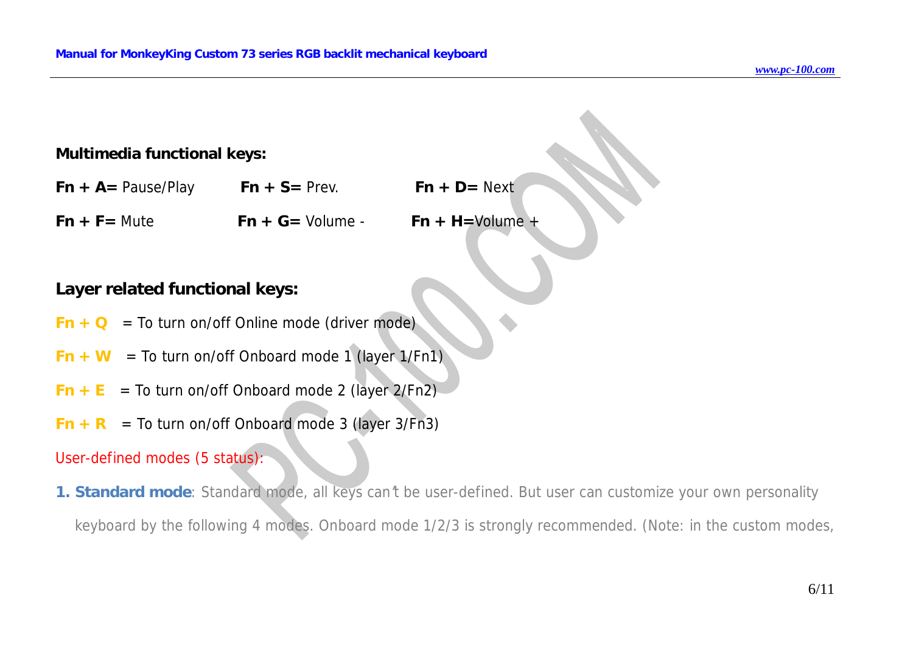**Multimedia functional keys:**

**Fn + A=** Pause/Play **Fn + S=** Prev. **Fn + D=** Next

**Fn + F=** Mute **Fn + G=** Volume - **Fn + H=**Volume +

**Layer related functional keys:**

**Fn + Q** = To turn on/off Online mode (driver mode)

**Fn + W** = To turn on/off Onboard mode 1 (layer 1/Fn1)

**Fn + E** = To turn on/off Onboard mode 2 (layer 2/Fn2)

**Fn + R** = To turn on/off Onboard mode 3 (layer 3/Fn3)

User-defined modes (5 status):

**1. Standard mode**: Standard mode, all keys can't be user-defined. But user can customize your own personality keyboard by the following 4 modes. Onboard mode 1/2/3 is strongly recommended. (Note: in the custom modes,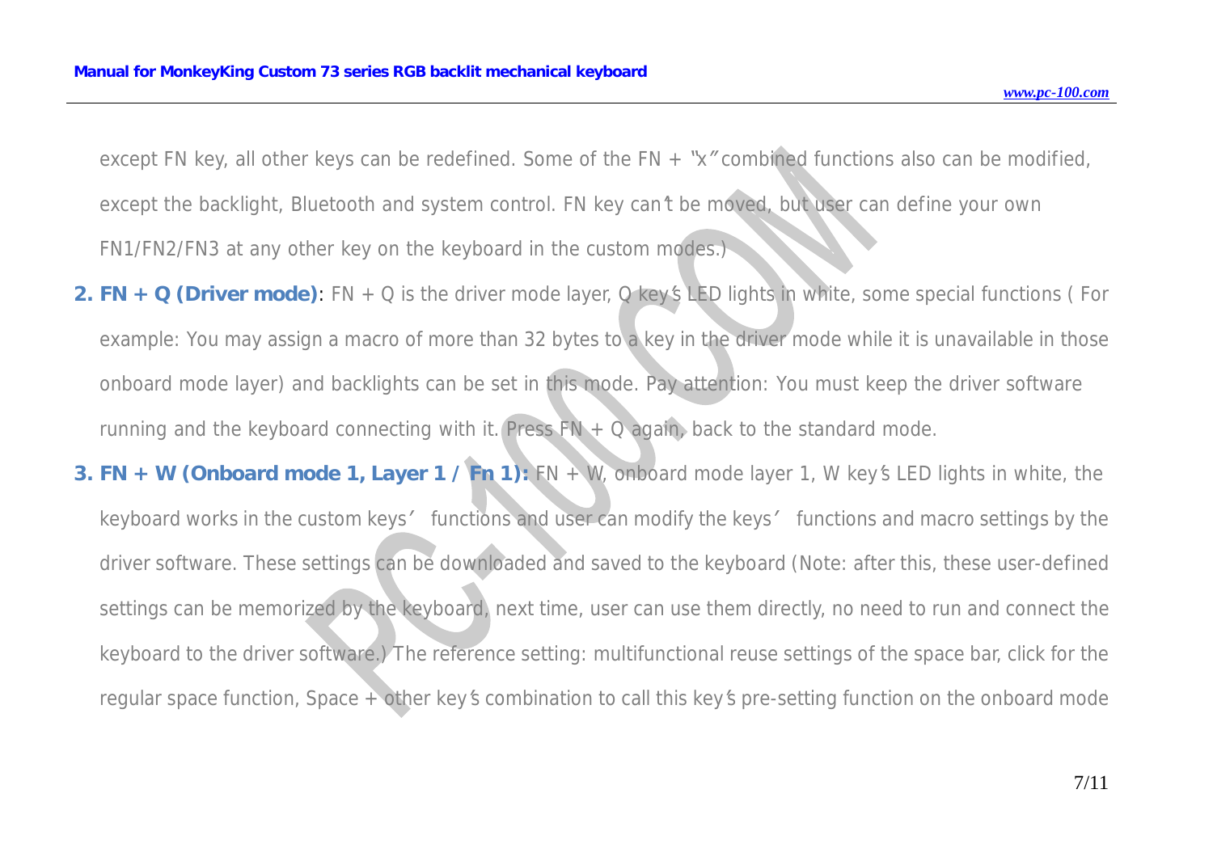except FN key, all other keys can be redefined. Some of the FN + "x" combined functions also can be modified, except the backlight, Bluetooth and system control. FN key can't be moved, but user can define your own FN1/FN2/FN3 at any other key on the keyboard in the custom modes.)

2. **FN + Q (Driver mode)**: FN + Q is the driver mode layer, Q key's LED lights in white, some special functions ( For example: You may assign a macro of more than 32 bytes to a key in the driver mode while it is unavailable in those onboard mode layer) and backlights can be set in this mode. Pay attention: You must keep the driver software running and the keyboard connecting with it. Press FN + Q again, back to the standard mode.

3. **FN + W (Onboard mode 1, Layer 1 / Fn 1):** FN + W, onboard mode layer 1, W key's LED lights in white, the keyboard works in the custom keys' functions and user can modify the keys' functions and macro settings by the driver software. These settings can be downloaded and saved to the keyboard (Note: after this, these user-defined settings can be memorized by the keyboard, next time, user can use them directly, no need to run and connect the keyboard to the driver software.) The reference setting: multifunctional reuse settings of the space bar, click for the regular space function, Space + other key's combination to call this key's pre-setting function on the onboard mode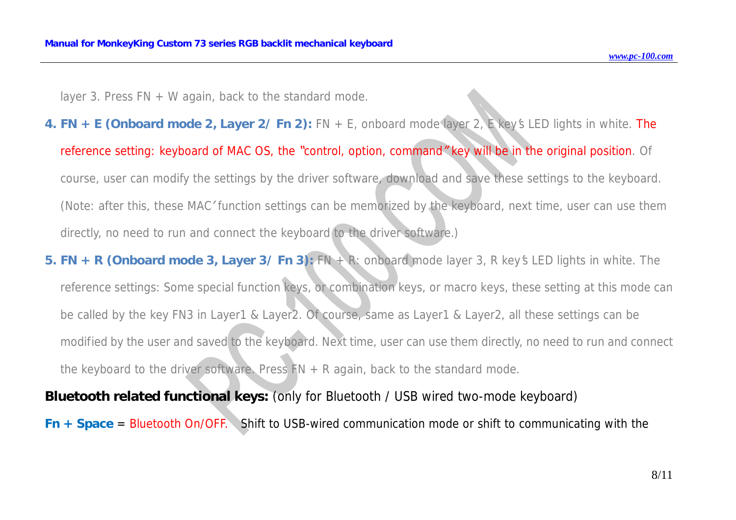layer 3. Press FN + W again, back to the standard mode.

4. **FN + E (Onboard mode 2, Layer 2/ Fn 2):** FN + E, onboard mode layer 2, E key's LED lights in white. The reference setting: keyboard of MAC OS, the "control, option, command" key will be in the original position. Of course, user can modify the settings by the driver software, download and save these settings to the keyboard. (Note: after this, these MAC' function settings can be memorized by the keyboard, next time, user can use them directly, no need to run and connect the keyboard to the driver software.)

5. **FN + R (Onboard mode 3, Layer 3/ Fn 3):** FN + R: onboard mode layer 3, R key's LED lights in white. The reference settings: Some special function keys, or combination keys, or macro keys, these setting at this mode can be called by the key FN3 in Layer1 & Layer2. Of course, same as Layer1 & Layer2, all these settings can be modified by the user and saved to the keyboard. Next time, user can use them directly, no need to run and connect the keyboard to the driver software. Press FN + R again, back to the standard mode.

**Bluetooth related functional keys:** (only for Bluetooth / USB wired two-mode keyboard)

**Fn + Space** = Bluetooth On/OFF. Shift to USB-wired communication mode or shift to communicating with the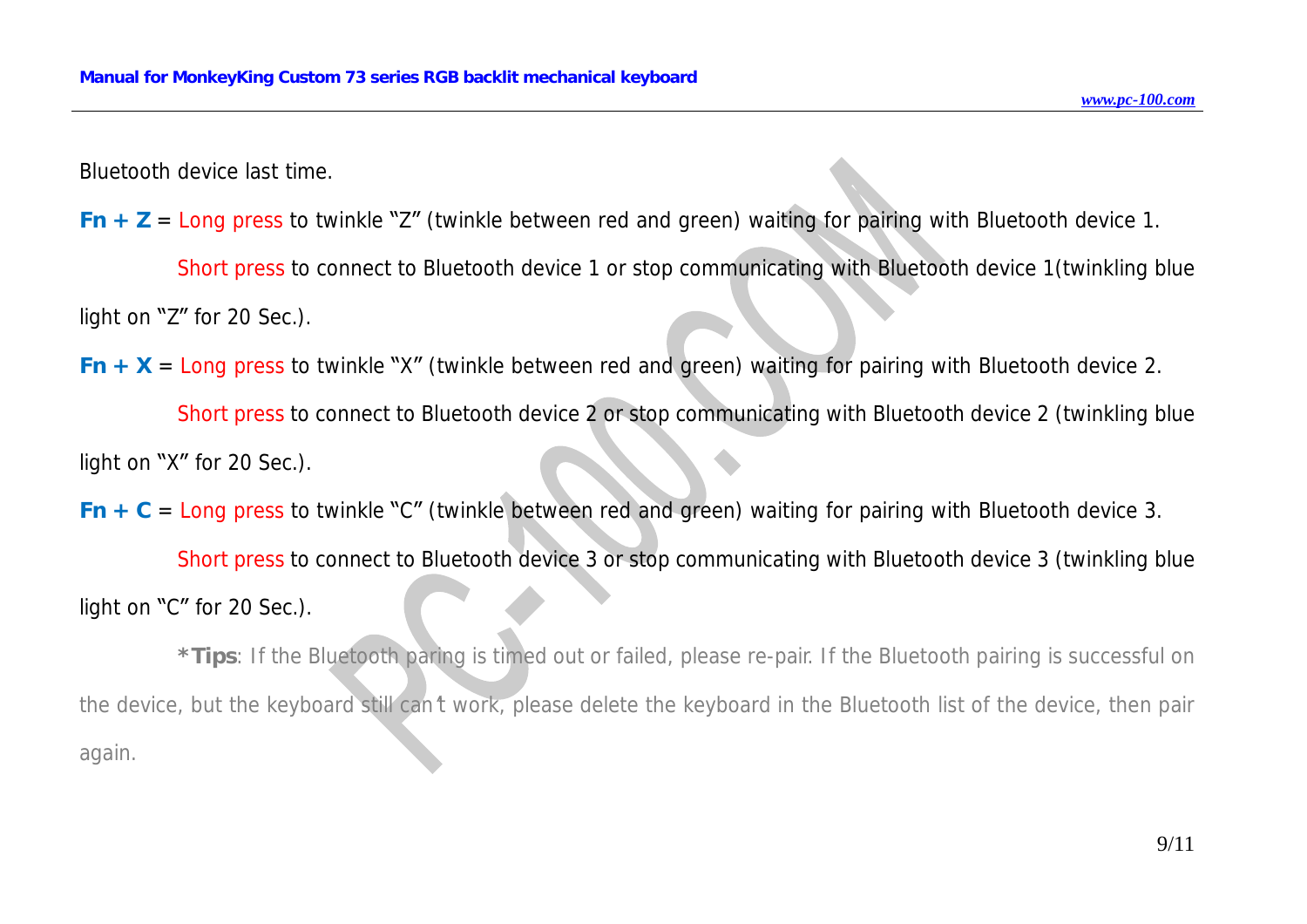Bluetooth device last time.

**Fn + Z** = Long press to twinkle "Z" (twinkle between red and green) waiting for pairing with Bluetooth device 1.

Short press to connect to Bluetooth device 1 or stop communicating with Bluetooth device 1(twinkling blue light on "Z" for 20 Sec.).

**Fn + X** = Long press to twinkle "X" (twinkle between red and green) waiting for pairing with Bluetooth device 2.

Short press to connect to Bluetooth device 2 or stop communicating with Bluetooth device 2 (twinkling blue light on "X" for 20 Sec.).

**Fn + C** = Long press to twinkle "C" (twinkle between red and green) waiting for pairing with Bluetooth device 3.

Short press to connect to Bluetooth device 3 or stop communicating with Bluetooth device 3 (twinkling blue light on "C" for 20 Sec.).

***Tips**: If the Bluetooth paring is timed out or failed, please re-pair. If the Bluetooth pairing is successful on the device, but the keyboard still can't work, please delete the keyboard in the Bluetooth list of the device, then pair again.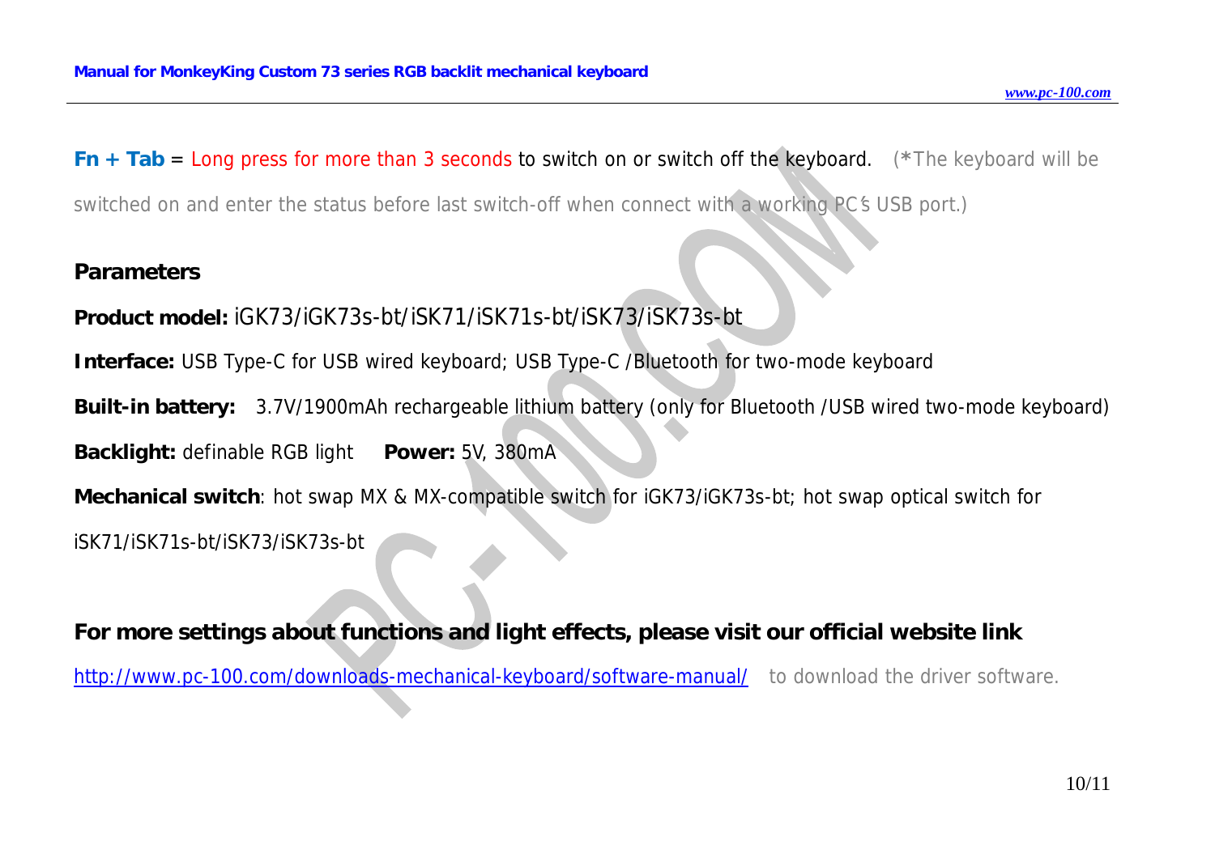**Fn + Tab** = Long press for more than 3 seconds to switch on or switch off the keyboard. (*The keyboard will be switched on and enter the status before last switch-off when connect with a working PC's USB port.)

## Parameters

**Product model:** iGK73/iGK73s-bt/iSK71/iSK71s-bt/iSK73/iSK73s-bt

**Interface:** USB Type-C for USB wired keyboard; USB Type-C /Bluetooth for two-mode keyboard

**Built-in battery:** 3.7V/1900mAh rechargeable lithium battery (only for Bluetooth /USB wired two-mode keyboard)

**Backlight:** definable RGB light **Power:** 5V, 380mA

**Mechanical switch**: hot swap MX & MX-compatible switch for iGK73/iGK73s-bt; hot swap optical switch for iSK71/iSK71s-bt/iSK73/iSK73s-bt

**For more settings about functions and light effects, please visit our official website link**

http://www.pc-100.com/downloads-mechanical-keyboard/software-manual/ to download the driver software.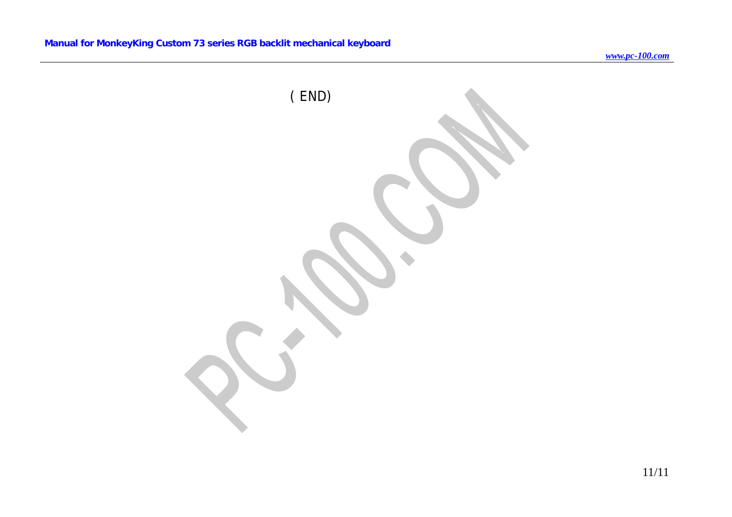( END)